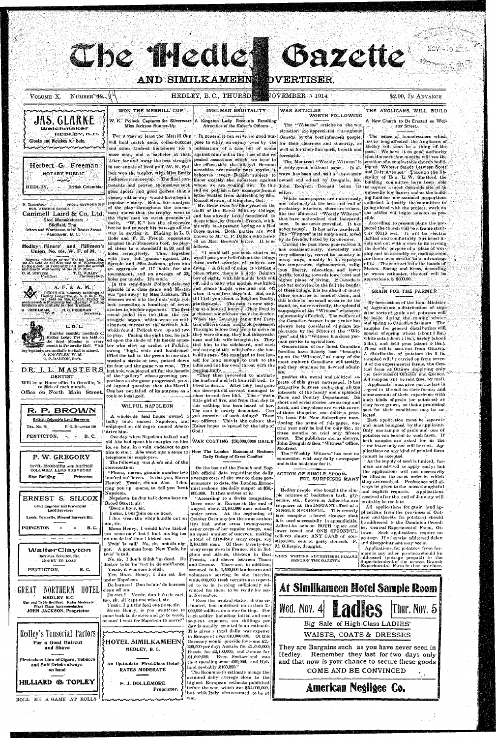# The Hedley Gazette

## AND SIMILKAMEEN ADVERTISER.

VOLUME X. NUMBER 44 — HEDLEY, B. C., THURSDAY, NOVEMBER 5 1914. — $2.00, IN ADVANCE

---

**JAS. CLARKE**
Watchmaker
HEDLEY, B. C.
Clocks and Watches for Sale.

---

**Herbert G. Freeman**
NOTARY PUBLIC
HEDLEY, British Columbia

---

N. THOMPSON PHONE SEYMOUR 5913
MGR. WESTERN CANADA

**Cammell Laird & Co. Ltd.**
Steel Manufacturers
Sheffield, Eng.
Offices and Warehouse, 847-63 Beatty Street
Vancouver, B. C.

---

**Hedley Miners' and Millmen's Union, No. 161, W. F. of M.**

Regular meetings of the Hedley Local, No. 161 are held on the first and third Wednesday in the month in Fraternity hall and the second and fourth Wednesday at the N. P. Mine.
O. M. STEVENS, President — T. R. WILLEY, Fin-Secretary

---

**A. F. & A. M.**

REGULAR monthly meetings of Hedley Lodge No. 43, A. F. & A. M., are held on the second Friday in each month in Fraternity hall, Hedley. Visiting brethren are cordially invited to attend.
A. CREELMAN, W. M. — H. G. FREEMAN, Secretary

---

**L. O. L.**

Regular monthly meetings of Hedley Lodge 1744 are held on the third Monday in every month in Fraternity Hall. Visiting brethren are cordially invited to attend.
S. KNOWLES, W. M.
C. P. DALTON, Sec't.

---

**DR. J. L. MASTERS**
DENTIST
Will be at Home office in Oroville, 1st to 20th of each month.
Office on North Main Street.

---

**R. P. BROWN**
British Columbia Land Surveyor
TEL. No. 18 — P. O. DRAWER 160
PENTICTON, B. C.

---

**P. W. GREGORY**
CIVIL ENGINEER AND BRITISH COLUMBIA LAND SURVEYOR
Star Building — Princeton

---

**ERNEST S. SILCOX**
Civil Engineer and Provincial Land Surveyor
Lands, Townsite, Mineral Surveys Etc.
PRINCETON — B. C.

---

**Walter Clayton**
Barrister, Solicitor, Etc.
MONEY TO LOAN
PENTICTON, B. C.

---

**GREAT NORTHERN HOTEL**
HEDLEY B. C.
Bar and Table the Best. Rates Moderate
First Class Accommodation
JOHN JACKSON, Proprietor

---

**Hedley's Tonsorial Parlors**
For a Good Haircut and Shave
First-class Line of Cigars, Tobacco and Soft Drinks always on hand
**HILLIARD & TOPLEY**
ROLL ME A GAME AT ROLLS

---

## WON THE MERRILL CUP

### W. K. Pollock Captures the Silverware Miss Jackson Runner-Up

For a year at least the Merrill Cup will hold match ends, collar-buttons and other kindred kickshaws for a mere man, and a bachelor at that. After far and away the best struggle in the annals of local golf, W. K. Pollock won the trophy, with Miss Emily Jackson as runner-up. The final contestants had proven themselves such good sports and good golfers that a victory either way would have been a popular victory. But a fair analysis of the play throughout the tournament shows that the trophy went to the right man on strict grounds of merit. "W. K." has the silverware but he had to work his passage all the way in getting it. Finding in L. C. Rolls and F. H. French opponents tougher than Princeton beef, he played them to a standstill in 36 and 45 holes respectively. This, together with two full games against Mr. Sproule and Miss Jackson, gives him an aggregate of 117 holes for the tournament, and an average of 29½ holes per match. It's work.

In the semi-finals Pollock defeated Sproule in a close game and Martin was "put away" by Miss Jackson. The winners went into the finals with Pollock conceding a handicap of seven strokes to his fair opponent. The first round ended in a tie then the real struggle began, which went on with alternate success to the seventh hole which found Pollock two up and ten to play. Facing the eight tee, he called upon the shade of his heroic ancestor who slew an archer at Falkirk, swung "high, wide and handsome" lifted the ball to the green in one shot wasted a stroke or two, putted down for four and the game was won. The last hole was played off for the benefit of the "gallery" whose growing proportions as the game progressed, proved beyond question that the Merrill Cup has not failed of its purpose as a tonic to local golf.

## WILFUL NAPOLEON

A wholesale feed house owned a balky mule named Napoleon, and employed an old negro named Abe to drive him.

One day when Napoleon balked and old Abe had spent his energies on him for an hour in a vain endeavor to get him to start, Abe went into a store to telephone his employers.

The following was Abe's end of the conversation:

"Please, marm, gimmie number two hun'red an' 'leven. Is dat you, Marse Henry? Yessir, dis am Abe. I dun ring you up, marse, to tell you 'bout Napoleon.

Napoleon, he dun balk down here on Broad Street, sir.

'Bout a hour, sir.

Yessir, I bus'him on de head.

I dun wear the whip handle out on um, sir.

Marse Henry, I would ha've kicked um some mor' but I hu't ma big toe on um de las' time I kicked um.

Twis' 'is tail? No, sir, not dis nigger. A gemman from New York, he twis' 'is tail.

No, sir, I don't think 'im dead. De doctor take 'im 'way in de amb'lance.

Yessir, it was sure foolish.

Yes, Marse Henry, I dun set fire under Napoleon.

De harness? Dun bu'nin' de harness clean off um.

De cart? Yessir, dun bu'n de cart, too, sir, all 'cept one wheel, sir.

Yessir, I git the feed out fust, sir.

Marse Henry, is you want' me to come back to de store and go to work, or mus' I wait for Napoleon to move?"

---

**HOTEL SIMILKAMEEN**
HEDLEY, B. C.
An Up-to-date First-Class Hotel
RATES MODERATE
F. J. DOLLEMORE, Proprietor.

---

## INHUMAN BRUTALITY

### A Kingston Lady Recounts Revolting Atrocities of the Kaiser's Officers

In general it can serve no good purpose to vilify an enemy even by the publication of a true bill of crime against him: but in the face of the repeated assertions which we hear to the effect that the alleged German atrocities are mostly pure myths it behooves every British subject to know exactly the monsters against whom we are waging war. To this end we publish a few excerpts from a letter written from Aldershot by Mrs. Russell Brown, of Kingston, Ont.

Mr. Brown was for four years on the staff of the Royal Military College, and has already been mentioned in despatches by General French, while his wife is at present acting as a Red Cross nurse. Both parties are well known to Mr. C. P. Dalton who handed us Mrs. Brown's letter. It is as follows.

"I could tell you such stories as would pass your belief about the things these awful apostles of culture are doing. A friend of mine is visiting a place where there is a little Belgian boy of eight, with his hands both cut off, and a baby who mother was killed and whose hands were also cut off when it was two days old. But wait till I tell you about a Belgium family, gentlepeople. The man is now staying at a house I know of. They lived in a chateau somewhere near the border. When the Germans came five Prussian officers came and took possession. The night before they were to move as they were dining, they had the gentleman and his wife brought in. They tied him to the sideboard, and each one outraged the wife before the husband's eyes. She managed to free herself for long enough to rush to the table and cut her own throat with the carving knife.

"They then proceeded to mutilate the husband and left him still tied, to bleed to death. After they had gone one decrepit old servant managed to come in and free him. There was a little girl of five, and from that day to this nothing has been heard of her. The man is nearly demented. Can you conceive of such doings? These are officers. This is the culture the Kaiser hopes to spread by the help of God!

## WAR COSTING $50,000,0000 DAILY

### How The London Economist Reckons Daily Outlay of Great Conflict

On the basis of the French and English official data regarding the daily average costs of the war to those governments to date, the London Economist reckons the daily outgo at $50,-000,000. It thus arrives at it:

"According to a Swiss computation, there were in Europe at the end of August about 20,400,000 men actually under arms. At the beginning of October Germany (on the same authority) had under arms twenty-seven army corps of her regular troops, and an equal number of reserves, making a total of fifty-four army corps, say 2,100,000 men. Of these twenty-four army corps were in France, six in Belgium and Alsace, thirteen in East Prussia, and eleven between Thorn and Cracow. There are, in addition, assumed to be 1,500,000 landsturm and volunteers serving in the interior, while 600,000 fresh recruits are reported to be in training sufficiently advanced for them to be ready for service in November.

"Even the neutral states, it was estimated, had mobilized more than 2,-000,000 soldiers on a war footing. For each soldier including initial and consequent expenses, ten shillings per day is usually counted in an estimate. This gives a total daily war expense in Europe of over £10,000,000. Of this Germany would provide for some £3,-200,000 per day; Austria for £1,600,000; Russia for £2,100,000, and France for £1,600,000. Even Switzerland was then spending some £60,000, and Holland probably £100,000."

The Economist's estimate brings the assumed daily average close to the highest European estimate published before the war, which was $54,000,000, but with Italy also assumed to be at war.

---

## WAR ARTICLES WORTH FOLLOWING

The "Witness" articles on the war situation are appreciated throughout Canada by the best informed people, for their clearness and sincerity, as well as for their fine spirit, breath and foresight.

The Montreal "Weekly Witness" is a truly great national paper. It always has been and still is absolutely owned and edited by Dougalls, Mr. John Redpath Dougall being its editor.

While some papers are notoriously and obviously at the beck and call of predatory interests, there are others, like the Montreal "Weekly Witness" that have maintained their independence. It has never grovelled. It has never touted. It has never pandered. The "Witness" is its unique self, loved by its friends, hated by its enemies.

During the past three generations it has conscientiously, devotedly and very efficiently, served its country in many ways, notably in its campaigns for temperance, righteousness, religious liberty, education, and lower tariffs, looking towards lower cost and higher plane of living. If Canada is not yet enjoying to the full the benefits of these things, it is far ahead of many other countries in most of them, and this is due in no small measure to the stand, or, more correctly, the splendid campaigns of this "Witness" whenever opportunity afforded. The welfare of the Canadian farmer in particular has always been considered of prime importance by the Editor of the "Witness" and the "Witness has done yeoman service to agriculture.

Generations of our finest Canadian families have literly been "brought up on the 'Witness'," as many of the most eminent Canadians will testify and they continue its devoted admirers.

Besides the moral and political aspects of this great newspaper, it has attractive features embracing all the interests of the family and a splendid Farm and Poultry Department. Its short and serial stories are strong and fresh, and they alone are worth several times the price—one dollar a year. To bona fide New Subscribers mentioning the name of this paper, one trial year may be had for only 65c., or three months on trial only fifteen cents. The publishers are, as always, John Dougall & Son, "Witness" Office, Montreal.

The "Weekly Witness" has now no connection with any daily newspaper and is the healthier for it.

## ACTION OF SINGLE SPOONFUL SURPRISES MANY

Hedley people who bought the simple mixture of buckthorn bark, glycerine, etc., known as Adler-i-ka are surprises at the INSTANT effect of a SINGLE SPOONFUL. This remedy is so complete a bowel cleanser that it is used successfully in appendicitis. Adler-i-ka acts on BOTH upper and lower bowel and ONE SPOONFUL relieves almost ANY CASE of constipation, sour or gassy stomach. F. M. Gillespie, druggist.

---

WHEN WRITING ADVERTISERS PLEASE MENTION THE GAZETTE

---

## THE ANGLICANS WILL BUILD

### A New Church to Be Erected on Webster Street.

The sense of homelessness which has so long affected the Anglicans of Hedley will soon be a thing of the past. We have it on good authority that the next few months will see the erection of a comfortable church building on Webster Street between Scott and Daly Avenues. Through the liberality of Hon. L. W. Shatford the building committee have been able to acquire a most desirable site at an unusually low figure; and as the building fund has now assumed proportions sufficient to justify the committee in going ahead with the project, work on the edifice will begin as soon as possible.

According to present plans the projected the church will be a frame structure 30x40 feet. It will be electric lighted and comfortably furnished inside and out with a view to its serving the double purpose of a place of worship and an assembly or reading room for those who care to take advantage of it. The contract is in the hands of Messrs. Boeing and Brass, according to whose estimate, the cost will be approximately $600.00.

## GRAIN FOR THE FARMER

By instructions of the Hon. Minister of Agriculture a distribution of superior sorts of grain and potatoes will be made during the coming winter and spring to Canadian farmers. The samples for general distribution will consist of spring wheat (about 5 lbs.) white oats (about 4 lbs.), barley (about 5 lbs.), and field peas (about 5 lbs.). These will be sent out from Ottawa. A distribution of potatoes (in 3 lb. samples) will be carried on from several of the experimental farms, the Central farm at Ottawa supplying only the provinces of Ontario and Quebec. All samples will be sent free, by mail.

Applicants must give particulars in regard to the soil on their farms; and some account of their experience with such kinds of grain (or potatoes) as they have grown, so that a promising sort for their conditions may be selected.

Each application must be separate and must be signed by the applicant. Only one sample of grain and one of potatoes can be sent to each farm. If both samples are asked for in the same letter only one will be sent. Applications on any kind of printed form cannot be accepted.

As the supply of seed is limited, farmers are advised to apply early; but the applications will not necessarily be filled in the exact order in which they are received. Preference will always be given to the most thoughtful and explicit requests. Applications received after the end of January will probably be too late.

All applications for grain (and applications from the provinces of Ontario and Quebec for potatoes) should be addressed to the Dominion Cerealist, Central Experimental Farm, Ottawa. Such applications require no postage. If otherwise addressed delay and disappointment may occur.

Applications for potatoes, from farmers in any other province should be addressed (postage prepaid) to the Superintendent of the nearest Branch Experimental Farm in that province.

---

**At Similkameen Hotel Sample Room**

**Wed. Nov. 4 — Ladies — Thur. Nov. 5**

**Big Sale of High-Class LADIES' WAISTS, COATS & DRESSES**

They are Bargains such as you have never seen in Hedley. Remember they last for two days only and that now is your chance to secure these goods

**COME AND BE CONVINCED**

**American Negligee Co.**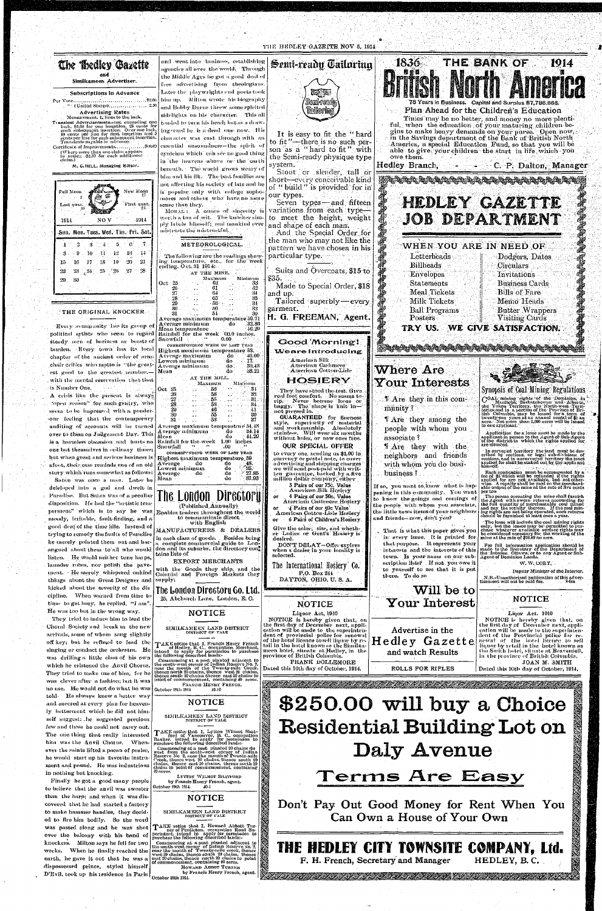# The Hedley Gazette

and

## Similkameen Advertiser.

**Subscriptions in Advance**

Per Year ..... $2.00
" (United States) ..... 2.50

**Advertising Rates**

Measurement, 12 lines to the inch.

Transient Advertisements—not exceeding one inch, $1.00 for one insertion, 25 cents for each subsequent insertion. Over one inch, 10 cents per line for first insertion and 5 cents per line for each subsequent insertion. Transients payable in advance.

Certificate of Improvements ..... $10.00 (Where more than one claim appears in notice, $2.50 for each additional claim.)

M. C. HILL, Managing Editor.

Full Moon 2 | New Moon 17
Last quar. 10 | First quar. 24

1914 NOV 1914

| Sun. | Mon. | Tues. | Wed. | Thu. | Fri. | Sat. |
|---|---|---|---|---|---|---|
| 1 | 2 | 3 | 4 | 5 | 6 | 7 |
| 8 | 9 | 10 | 11 | 12 | 13 | 14 |
| 15 | 16 | 17 | 18 | 19 | 20 | 21 |
| 22 | 23 | 24 | 25 | 26 | 27 | 28 |
| 29 | 30 | | | | | |

## THE ORIGINAL KNOCKER

Every community has its group of political artists who seem to regard steady men of business as beasts of burden. Every town has its local chapter of the ancient order of armchair critics who motto is "the greatest good to the greatest number— with the mental reservation that that is Number One.

A crisis like the present is always "open season" for such gentry, who seem to be impressed with a ponderous feeling that the contemporary auditing of accounts will be turned over to them on Judgement Day. This is a harmless obsession and hurts no one but themselves in ordinary times; but when great and serious business is afoot, their case reminds one of an old story which runs somewhat as follows:

Satan was once a man. Later he developed into a god and dwelt in Paradise. But Satan was of a peculiar disposition. He had the "artistic temperment" which is to say he was moody, irritable, fault-finding, and a good deal of the time idle. Instead of trying to remedy the faults of Paradise he merely pointed them out and harangued about them to all who would listen. He would neither tune harps, launder robes, nor polish the pavement. He merely whispered unkind things about the Great Designer and kicked about the severity of the discipline. When warned from time to time to get busy, he replied, "I am". He was too but in the wrong way.

They tried to induce him to lead the Choral Society and break in the new arrivals, some of whom sang slightly off key; but he refused to lead the singing or conduct the orchestra. He was drilling a little class of his own which he christened the Anvil Chorus. They tried to make use of him, for he was clever after a fashion; but it was no use. He would not do what he was told. He always knew a better way and sneered at every plan for heavenly betterment which he did not himself suggest: he suggested precious few and those he could not carry out. The one thing that really interested him was the Anvil Chorus. Whenever the saints lifted a paean of praise, he would start up his favorite instrument and pound. He was industrious in nothing but knocking.

Finally he got a good many people to believe that the anvil was sweeter than the harp; and when it was discovered that he had started a factory to make hammer handles, they decided to fire him bodily. So the word was passed along and he was shot over the balcony with his band of knockers. Milton says he fell for two weeks. When he finally reached the earth, he gave it out that he was a dispossessed prince, styled himself D'Evil, took up his residence in Paris and went into business, establishing agencies all over the world. Through the Middle Ages he got a good deal of free advertising from theologians. Later the playwrights and poets took him up. Milton wrote his biography and Bobby Burns threw some spirited sidelights on his character. This all tended to turn his head; but as a drawing-card he is a dead one now. His character was cast through with an essential unsoundness—the spirit of cynicism which can see no good thing in the heavens above or the earth beneath. The world grows weary of him and his ilk. The best families are not affecting his society of late and he is popular only with college sophomores and others who have no more sense than they.

MORAL: A ounce of sincerity is worth a ton of wit. The knocker simply labels himself; and mankind ever mistrusts the mistrustful.

## METEOROLOGICAL.

The following are the readings showing temperature, etc., for the week ending Oct. 31 1914:

**AT THE MINE.**

| | Maximum | Minimum |
|---|---|---|
| Oct 25 | 62 | 33 |
| 26 | 61 | 32 |
| 27 | 64 | 34 |
| 28 | 65 | 35 |
| 29 | 56 | 34 |
| 30 | 60 | 32 |
| 31 | 51 | 30 |

Average maximum temperature 59.71
Average minimum do 32.86
Mean temperature 46.29
Rainfall for the week 00.0 inches.
Snowfall " " 0.00

**CORRESPONDING WEEK OF LAST YEAR**

Highest maximum temperature 53.
Average maximum do 40.00
Lowest minimum do 17.
Average minimum do 30.43
Mean do 38.21

**AT THE MILL.**

| | Maximum | Minimum |
|---|---|---|
| Oct 25 | 56 | 31 |
| 26 | 58 | 32 |
| 27 | 55 | 31 |
| 28 | 53 | 34 |
| 29 | 46 | 41 |
| 30 | 55 | 30 |
| 31 | 58 | 37 |

Average maximum temperature 54.48
Average minimum do 34.14
Mean do 44.20
Rainfall for the week 1.00 inches
Snowfall " " .00

**CORRESPONDING WEEK OF LAST YEAR**

Highest maximum temperature 59
Average do do 48.
Lowest minimum do 25.
Average do do 27.85
Mean do 37.93

# The London Directory

(Published Annually)

Enables traders throughout the world to communicate direct with English

MANUFACTURERS & DEALERS

in each class of goods. Besides being a complete commercial guide to London and its suburbs, the directory contains lists of

EXPORT MERCHANTS

with the Goods they ship, and the Colonial and Foreign Markets they supply;

**The London Directory Co. Ltd.**

25, Abchurch Lane, London, E. C.

## NOTICE

SIMILKAMEEN LAND DISTRICT
DISTRICT OF YALE

TAKE notice that I, Francis Henry French of Hedley, B. C., occupation Merchant, intend to apply for permission to purchase the following described lands:—

Commencing at a post planted adjacent to the south-west corner of Indian Reserve No. 2, near the mouth of the Twenty-mile Creek, thence north 20 chains, thence west 20 chains, thence south 20 chains thence east 20 chains to point of commencement, containing 40 acres.

FRANCIS HENRY FRENCH.

October 19th 1914 40-10

## NOTICE

SIMILKAMEEN LAND DISTRICT
DISTRICT OF YALE

TAKE notice that I, Lytton Wilmot Shatford of Vancouver, B. C., occupation Banker, intend to apply for permission to purchase the following described lands:—

Commencing at a post planted 20 chains distant from the south-west corner of Indian Reserve No. 2, near the mouth of Twenty-mile Creek, thence west 20 chains, thence south 20 chains, thence east 20 chains, thence north 20 chains to point of commencement, containing 40 acres.

LYTTON WILMOT SHATFORD
by Francis Henry French, agent.

October 19th 1914. 40-1

## NOTICE

SIMILKAMEEN LAND DISTRICT
DISTRICT OF YALE

TAKE notice that I, Howard Abbott Turner of Penticton, occupation Road Superintendent, intend to apply for permission to purchase the following described lands:—

Commencing at a post planted adjacent to the south-west corner of Indian Reserve No. 2 near the mouth of Twenty-mile creek, thence west 20 chains, thence south 20 chains, thence east 20 chains, thence north 20 chains to point of commencement, containing 40 acres.

HOWARD ABBOTT TURNER
by Francis Henry French, agent.

October 19th 1914.

# Semi-ready Tailoring

It is easy to fit the "hard to fit"—there is no such person as a "hard to fit" with the Semi-ready physique type system.

Stout or slender, tall or short—every conceivable kind of "build" is provided for in our types.

Seven types—and fifteen variations from each type—to meet the height, weight and shape of each man.

And the Special Order for the man who may not like the pattern we have chosen in his particular type.

Suits and Overcoats, $15 to $35.

Made to Special Order, $18 and up.

Tailored superbly—every garment.

**H. G. FREEMAN, Agent.**

## Good Morning!

### We are Introducing

American Silk
American Cashmere
American Cotton-Lisle

## HOSIERY

They have stood the test. Give real foot comfort. No seams to rip. Never become loose or baggy. The shape is knit in—not pressed in.

GUARANTEED for fineness, style, superiority of material and workmanship. Absolutely stainless. Will wear six months without holes, or new ones free.

**OUR SPECIAL OFFER**

to every one sending us $1.00 in currency or postal note, to cover advertising and shipping charges we will send post-paid with written guarantee, backed by a five million dollar company, either

3 Pairs of our 75c. Value American Silk Hosiery
or 4 Pairs of our 50c. Value American Cashmere Hosiery
or 4 Pairs of our 50c Value American Cotton-Lisle Hosiery
or 6 Pairs of Children's Hosiery

Give the color, size, and whether Ladies or Gent's Hosiery is desired.

DON'T DELAY—Offer expires when a dealer in your locality is selected.

**The International Hosiery Co.**
P.O. Box 244
DAYTON, OHIO, U. S. A.

## NOTICE

Liquor Act, 1910

NOTICE is hereby given that, on the first day of December next, application will be made to the superintendent of provincial police for renewal of the hotel licence to sell liquor by retail in the hotel known as the Similkameen hotel, situate at Hedley, in the province of British Columbia.

FRANK JOLLIMORE

Dated this 10th day of October, 1914.

# 1836 THE BANK OF 1914
# British North America

78 Years in Business. Capital and Surplus $7,786,666.

**Plan Ahead for the Children's Education**

Times may be no better, and money no more plentiful, when the education of your maturing children begins to make heavy demands on your purse. Open now, in the Savings department of the Bank of British North America, a special Education Fund, so that you will be able to give your children the start in life which you owe them.

Hedley Branch, C. P. Dalton, Manager

# HEDLEY GAZETTE JOB DEPARTMENT

WHEN YOU ARE IN NEED OF

| | |
|---|---|
| Letterheads | Dodgers, Dates |
| Billheads | Circulars |
| Envelopes | Invitations |
| Statements | Business Cards |
| Meal Tickets | Bills of Fare |
| Milk Tickets | Memo Heads |
| Ball Programs | Butter Wrappers |
| Posters | Visiting Cards |

**TRY US. WE GIVE SATISFACTION.**

# Where Are Your Interests

¶ Are they in this community?

¶ Are they among the people with whom you associate?

¶ Are they with the neighbors and friends with whom you do business?

If so, you want to know what is happening in this community. You want to know the goings and comings of the people with whom you associate, the little news items of your neighbors and friends—now, don't you?

That is what this paper gives you in every issue. It is printed for that purpose. It represents your interests and the interests of this town. Is your name on our subscription lists? If not you owe it to yourself to see that it is put there. To do so

## Will be to Your Interest

## Synopsis of Coal Mining Regulations

COAL mining rights of the Dominion, in Manitoba, Saskatchewan and Alberta, the Yukon Territory, the North-west Territories and in a portion of the Province of British Columbia, may be leased for a term of twenty-one years at an annual rental of $1 an acre. Not more than 2,560 acres will be leased to one applicant.

Application for a lease must be made by the applicant in person to the Agent or Sub-Agent of the district in which the rights applied for are situated.

In surveyed territory the land must be described by sections, or legal sub-divisions of sections, and in unsurveyed territory the tract applied for shall be staked out by the applicant himself.

Each application must be accompanied by a fee of $5 which will be refunded if the rights applied for are not available, but not otherwise. A royalty shall be paid on the merchantable output of the mine at the rate of five cents per ton.

The person operating the mine shall furnish the Agent with sworn returns accounting for the full quantity of merchantable coal mined and pay the royalty thereon. If the coal mining rights are not being operated, such returns should be furnished at least once a year.

The lease will include the coal mining rights only, but the lessee may be permitted to purchase whatever available surface rights may be considered necessary for the working of the mine at the rate of $10.00 an acre.

For full information application should be made to the Secretary of the Department of the Interior, Ottawa, or to any Agent or Sub-Agent of Dominion Lands.

W. W. CORY,
Deputy Minister of the Interior.

N.B.—Unauthorized publication of this advertisement will not be paid for. 8-6m

Advertise in the
# Hedley Gazette
and watch Results

ROLLS FOR RIFLES

## NOTICE

Liquor Act, 1910

NOTICE is hereby given that, on the first day of December next, application will be made to the superintendent of the Provincial police for renewal of the hotel licence to sell liquor by retail in the hotel known as the Smith hotel, situate at Beaverdell, in the province of British Columbia.

JOAN M. SMITH

Dated this 10th day of October, 1914.

# $250.00 will buy a Choice Residential Building Lot on Daly Avenue

## Terms Are Easy

### Don't Pay Out Good Money for Rent When You Can Own a House of Your Own

# THE HEDLEY CITY TOWNSITE COMPANY, Ltd.

F. H. French, Secretary and Manager HEDLEY, B. C.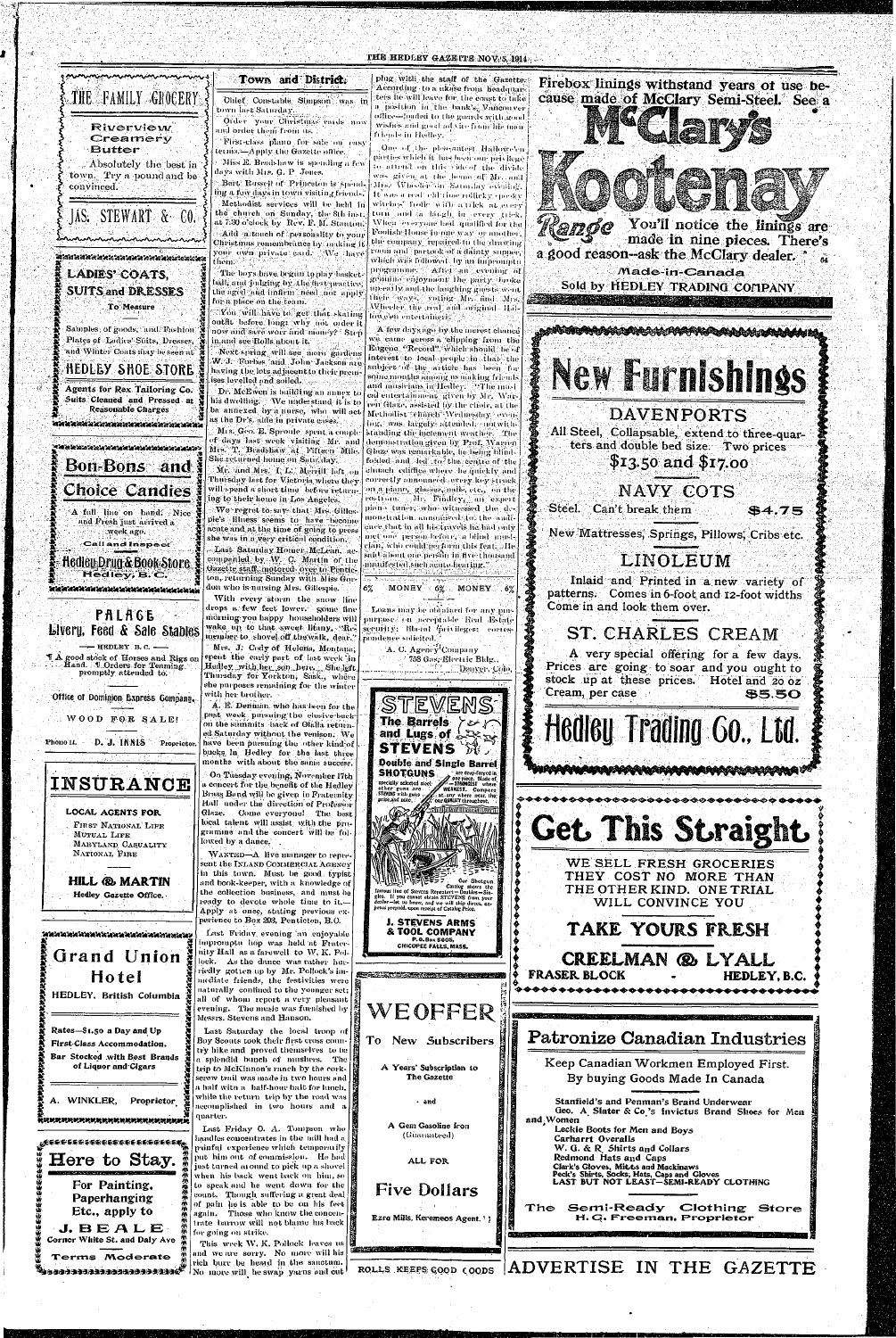## THE FAMILY GROCERY

**Riverview Creamery Butter**

Absolutely the best in town. Try a pound and be convinced.

**JAS. STEWART & CO.**

---

## LADIES' COATS, SUITS and DRESSES

To Measure

Samples of goods, and Fashion Plates of Ladies' Suits, Dresses, and Winter Coats may be seen at

**HEDLEY SHOE STORE**

Agents for Rex Tailoring Co. Suits Cleaned and Pressed at Reasonable Charges

---

## Bon-Bons and Choice Candies

A full line on hand. Nice and Fresh just arrived a week ago.

Call and Inspect

**Hedley Drug & Book Store**
Hedley, B.C.

---

## PALACE
## Livery, Feed & Sale Stables

— HEDLEY B. C. —

¶ A good stock of Horses and Rigs on Hand. ¶ Orders for Teaming promptly attended to.

Office of Dominion Express Company.

WOOD FOR SALE!

Phone 11. D. J. INNIS Proprietor.

---

## INSURANCE

LOCAL AGENTS FOR
FIRST NATIONAL LIFE
MUTUAL LIFE
MARYLAND CASUALTY
NATIONAL FIRE

**HILL & MARTIN**
Hedley Gazette Office.

---

## Grand Union Hotel

HEDLEY, British Columbia

Rates—$1.50 a Day and Up
First-Class Accommodation.
Bar Stocked with Best Brands of Liquor and Cigars

A. WINKLER, Proprietor.

---

## Here to Stay.

For Painting, Paperhanging Etc., apply to

**J. BEALE**
Corner White St. and Daly Ave

Terms Moderate

---

## Town and District

Chief Constable Simpson was in town last Saturday.

Order your Christmas cards now and order them from us.

First-class piano for sale on easy terms.—Apply the Gazette office.

Miss E. Bradshaw is spending a few days with Mrs. G. P. Jones.

Bert. Russell of Princeton is spending a few days in town visiting friends.

Methodist services will be held in the church on Sunday, the 8th inst. at 7.30 o'clock by Rev. F. M. Sanford.

Add a touch of personality to your Christmas remembrance by ordering your own private card. We have them.

The boys have begun to play basketball, and judging by the first practice, the aged and infirm need not apply for a place on the team.

You will have to get that skating outfit before long; why not order it now and save worr and money? Step in and see Rolls about it.

Next spring will see more gardens. W. J. Forbes and John Jackson are having the lots adjacent to their premises levelled and soiled.

Dr. McEwen is building an annex to his dwelling. We understand it is to be annexed by a nurse, who will act as the Dr's. aide in private cases.

Mrs. Geo. E. Sproule spent a couple of days last week visiting Mr. and Mrs. T. Bradshaw at Fifteen Mile. She returned home on Saturday.

Mr. and Mrs. I. L. Merrill left on Thursday last for Victoria where they will spend a short time before returning to their home in Los Angeles.

We regret to say that Mrs. Gillespie's illness seems to have become acute and at the time of going to press she was in a very critical condition.

Last Saturday Homer McLean, accompanied by W. C. Martin of the Gazette staff, motored over to Penticton, returning Sunday with Miss Gordon who is nursing Mrs. Gillespie.

With every storm the snow line drops a few feet lower; some fine morning you happy householders will wake up to that sweet litany, "Remember to shovel off the walk, dear."

Mrs. J. Cody of Helena, Montana, spent the early part of last week in Hedley with her son Jerry. She left Thursday for Yorkton, Sask., where she purposes remaining for the winter with her brother.

A. E. Denman who has been for the past week pursuing the elusive buck on the summits back of Olalla returned Saturday without the venison. We have been pursuing the other kind of bucks in Hedley for the last three months with about the same success.

On Tuesday evening, November 17th a concert for the benefit of the Hedley Brass Band will be given in Fraternity Hall under the direction of Professor Glaze. Come everyone! The best local talent will assist with the programme and the concert will be followed by a dance.

WANTED—A live manager to represent the INLAND COMMERCIAL AGENCY in this town. Must be good typist and book-keeper, with a knowledge of the collection business, and must be ready to devote whole time to it.—Apply at once, stating previous experience to Box 203, Penticton, B.C.

Last Friday evening an enjoyable impromptu hop was held at Fraternity Hall as a farewell to W. K. Pollock. As the dance was rather hurriedly gotten up by Mr. Pollock's immediate friends, the festivities were naturally confined to the younger set; all of whom report a very pleasant evening. The music was furnished by Messrs. Stevens and Hanson.

Last Saturday the local troop of Boy Scouts took their first cross country hike and proved themselves to be a splendid bunch of mushers. The trip to McKinnon's ranch by the corkscrew trail was made in two hours and a half with a half-hour halt for lunch, while the return trip by the road was accomplished in two hours and a quarter.

Last Friday O. A. Tompson who handles concentrates in the mill had a painful experience which temporarily put him out of commission. He had just turned around to pick up a shovel when his back went back on him, so to speak and he went down for the count. Though suffering a great deal of pain he is able to be on his feet again. Those who know the concentrate burrow will not blame his back for going on strike.

This week W. K. Pollock leaves us and we are sorry. No more will his rich burr be heard in this sanctum. No more will he swap yarns and cut plug with the staff of the Gazette. According to a ukase from headquarters he will leave for the coast to take a position in the bank's Vancouver office—loaded to the guards with good wishes and good advice from his man friends in Hedley.

One of the pleasantest Hallowe'en parties which it has been our privilege to attend on this side of the divide was given at the home of Mr. and Mrs. Wheeler on Saturday evening. It was a real old-time rollicky spooky witches' frolic with a trick at every turn and a laugh in every trick. When everyone had qualified for the Foolish House in one way or another, the company repaired to the drawing room and partook of a dainty supper, which was followed by an impromptu programme. After an evening of genuine enjoyment the party broke up early and the laughing guests went their ways, voting Mr. and Mrs. Wheeler the real and original Hallowe'en entertainers.

A few days ago by the merest chance we came across a clipping from the Eugene "Record" which should be of interest to local people in that the subject of the article has been for some months among us making friends and musicians in Hedley. "The musical entertainment given by Mr. Warren Glaze, assisted by the choir, at the Methodist church Wednesday evening, was largely attended, notwithstanding the inclement weather. The demonstration given by Prof. Warren Glaze was remarkable, he being blindfolded and led to the centre of the church edifice where he quickly and correctly announced every key struck on a piano, glasses, nails, etc., on the rostrum. Mr. Findley, an expert piano tuner, who witnessed the demonstration, announced to the audience that in all his travels he had only met one person before, a blind musician, who could perform this feat. He said about one person in five thousand manifested such acute hearing."

---

6% MONEY 6% MONEY 6%

Loans may be obtained for any purpose on acceptable Real Estate security; liberal privileges; correspondence solicited.

A. C. Agency Company
758 Gas-Electric Bldg.,
Denver, Colo.

---

## STEVENS

**The Barrels and Lugs of STEVENS**

**Double and Single Barrel SHOTGUNS** are drop-forged in one piece. Made of specially selected steel—STRONGEST where other guns are WEAKEST. Compare STEVENS with guns at any where near the price and note our QUALITY throughout.

Our Shotgun Catalog shows the famous line of Stevens Repeaters—Doubles—Singles. If you cannot obtain STEVENS from your dealer—let us know, and we will ship direct, express prepaid, upon receipt of Catalog Price.

J. STEVENS ARMS & TOOL COMPANY
P. O. Box 5006,
CHICOPEE FALLS, MASS.

---

## WE OFFER

To New Subscribers

A Years' Subscription to The Gazette

and

A Gem Gasoline Iron (Guaranteed)

ALL FOR

**Five Dollars**

Ezra Mills, Keremeos Agent.

---

ROLLS KEEPS GOOD GOODS

---

Firebox linings withstand years of use because made of McClary Semi-Steel. See a

## McClary's Kootenay Range

You'll notice the linings are made in nine pieces. There's a good reason—ask the McClary dealer.

Made-in-Canada
Sold by HEDLEY TRADING COMPANY

---

## New Furnishings

### DAVENPORTS

All Steel, Collapsable, extend to three-quarters and double bed size. Two prices

**$13.50 and $17.00**

### NAVY COTS

Steel. Can't break them **$4.75**

New Mattresses, Springs, Pillows, Cribs etc.

### LINOLEUM

Inlaid and Printed in a new variety of patterns. Comes in 6-foot and 12-foot widths. Come in and look them over.

### ST. CHARLES CREAM

A very special offering for a few days. Prices are going to soar and you ought to stock up at these prices. Hotel and 20 oz Cream, per case **$5.50**

## Hedley Trading Co., Ltd.

---

## Get This Straight

WE SELL FRESH GROCERIES THEY COST NO MORE THAN THE OTHER KIND. ONE TRIAL WILL CONVINCE YOU

### TAKE YOURS FRESH

**CREELMAN & LYALL**
FRASER BLOCK - HEDLEY, B.C.

---

## Patronize Canadian Industries

Keep Canadian Workmen Employed First.
By buying Goods Made In Canada

Stanfield's and Penman's Brand Underwear
Geo. A. Slater & Co.'s Invictus Brand Shoes for Men and Women
Leckie Boots for Men and Boys
Carhartt Overalls
W. G. & R. Shirts and Collars
Redmond Hats and Caps
Clark's Gloves, Mitts and Mackinaws
Peck's Shirts, Socks, Hats, Caps and Gloves
LAST BUT NOT LEAST—SEMI-READY CLOTHING

The Semi-Ready Clothing Store
H. G. Freeman, Proprietor

---

## ADVERTISE IN THE GAZETTE